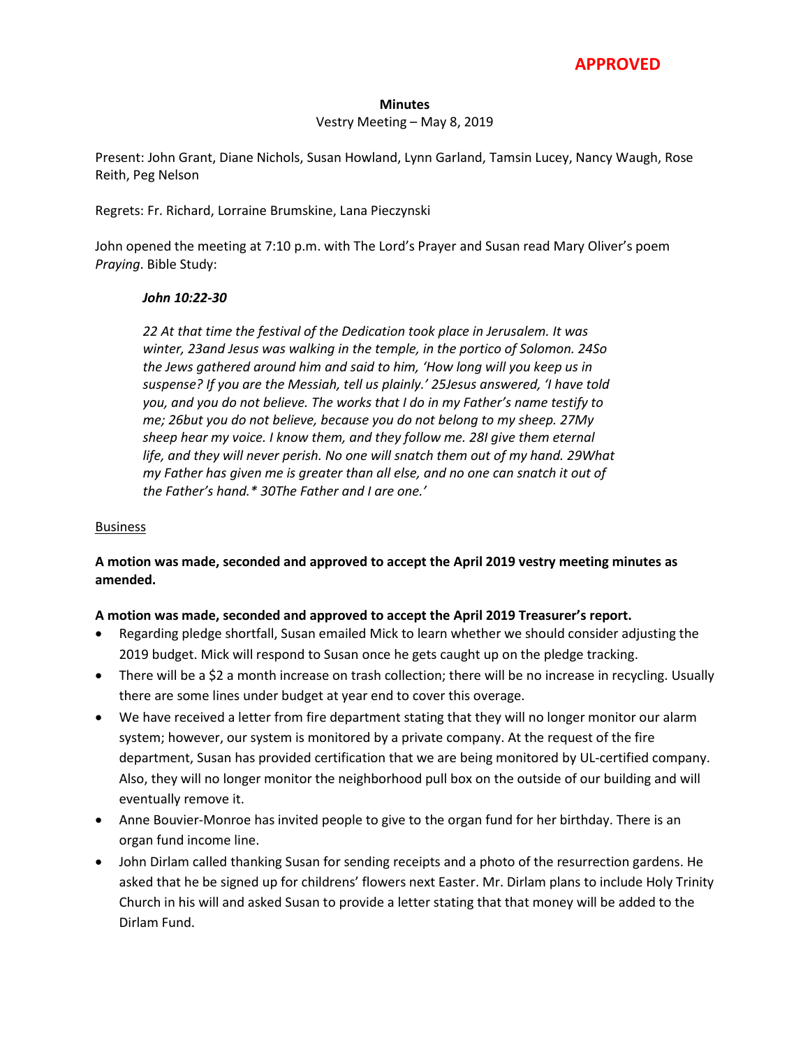**APPROVED**

**Minutes**

Vestry Meeting – May 8, 2019

Present: John Grant, Diane Nichols, Susan Howland, Lynn Garland, Tamsin Lucey, Nancy Waugh, Rose Reith, Peg Nelson

Regrets: Fr. Richard, Lorraine Brumskine, Lana Pieczynski

John opened the meeting at 7:10 p.m. with The Lord's Prayer and Susan read Mary Oliver's poem *Praying*. Bible Study:

> ***John 10:22-30***
>
> *22 At that time the festival of the Dedication took place in Jerusalem. It was winter, 23and Jesus was walking in the temple, in the portico of Solomon. 24So the Jews gathered around him and said to him, 'How long will you keep us in suspense? If you are the Messiah, tell us plainly.' 25Jesus answered, 'I have told you, and you do not believe. The works that I do in my Father's name testify to me; 26but you do not believe, because you do not belong to my sheep. 27My sheep hear my voice. I know them, and they follow me. 28I give them eternal life, and they will never perish. No one will snatch them out of my hand. 29What my Father has given me is greater than all else, and no one can snatch it out of the Father's hand.* 30The Father and I are one.'*

<u>Business</u>

**A motion was made, seconded and approved to accept the April 2019 vestry meeting minutes as amended.**

**A motion was made, seconded and approved to accept the April 2019 Treasurer's report.**

- Regarding pledge shortfall, Susan emailed Mick to learn whether we should consider adjusting the 2019 budget. Mick will respond to Susan once he gets caught up on the pledge tracking.
- There will be a $2 a month increase on trash collection; there will be no increase in recycling. Usually there are some lines under budget at year end to cover this overage.
- We have received a letter from fire department stating that they will no longer monitor our alarm system; however, our system is monitored by a private company. At the request of the fire department, Susan has provided certification that we are being monitored by UL-certified company. Also, they will no longer monitor the neighborhood pull box on the outside of our building and will eventually remove it.
- Anne Bouvier-Monroe has invited people to give to the organ fund for her birthday. There is an organ fund income line.
- John Dirlam called thanking Susan for sending receipts and a photo of the resurrection gardens. He asked that he be signed up for childrens' flowers next Easter. Mr. Dirlam plans to include Holy Trinity Church in his will and asked Susan to provide a letter stating that that money will be added to the Dirlam Fund.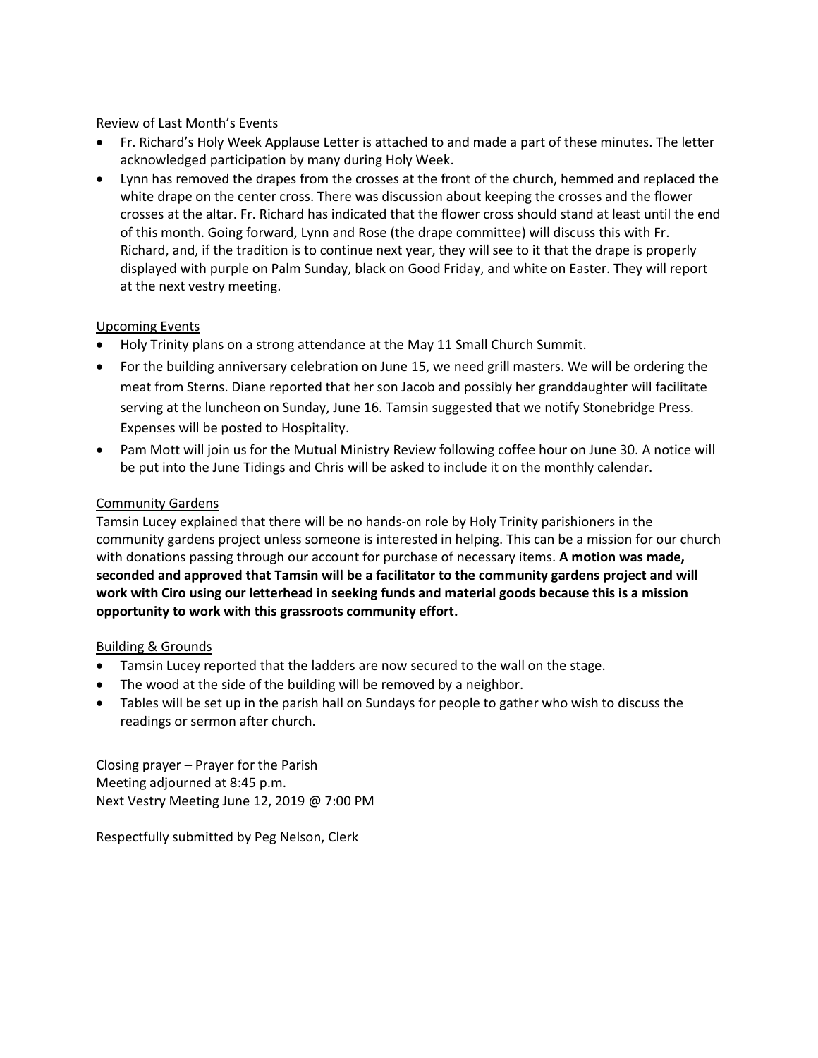Review of Last Month's Events

- Fr. Richard's Holy Week Applause Letter is attached to and made a part of these minutes. The letter acknowledged participation by many during Holy Week.
- Lynn has removed the drapes from the crosses at the front of the church, hemmed and replaced the white drape on the center cross. There was discussion about keeping the crosses and the flower crosses at the altar. Fr. Richard has indicated that the flower cross should stand at least until the end of this month. Going forward, Lynn and Rose (the drape committee) will discuss this with Fr. Richard, and, if the tradition is to continue next year, they will see to it that the drape is properly displayed with purple on Palm Sunday, black on Good Friday, and white on Easter. They will report at the next vestry meeting.

Upcoming Events

- Holy Trinity plans on a strong attendance at the May 11 Small Church Summit.
- For the building anniversary celebration on June 15, we need grill masters. We will be ordering the meat from Sterns. Diane reported that her son Jacob and possibly her granddaughter will facilitate serving at the luncheon on Sunday, June 16. Tamsin suggested that we notify Stonebridge Press. Expenses will be posted to Hospitality.
- Pam Mott will join us for the Mutual Ministry Review following coffee hour on June 30. A notice will be put into the June Tidings and Chris will be asked to include it on the monthly calendar.

Community Gardens

Tamsin Lucey explained that there will be no hands-on role by Holy Trinity parishioners in the community gardens project unless someone is interested in helping. This can be a mission for our church with donations passing through our account for purchase of necessary items. **A motion was made, seconded and approved that Tamsin will be a facilitator to the community gardens project and will work with Ciro using our letterhead in seeking funds and material goods because this is a mission opportunity to work with this grassroots community effort.**

Building & Grounds

- Tamsin Lucey reported that the ladders are now secured to the wall on the stage.
- The wood at the side of the building will be removed by a neighbor.
- Tables will be set up in the parish hall on Sundays for people to gather who wish to discuss the readings or sermon after church.

Closing prayer – Prayer for the Parish
Meeting adjourned at 8:45 p.m.
Next Vestry Meeting June 12, 2019 @ 7:00 PM

Respectfully submitted by Peg Nelson, Clerk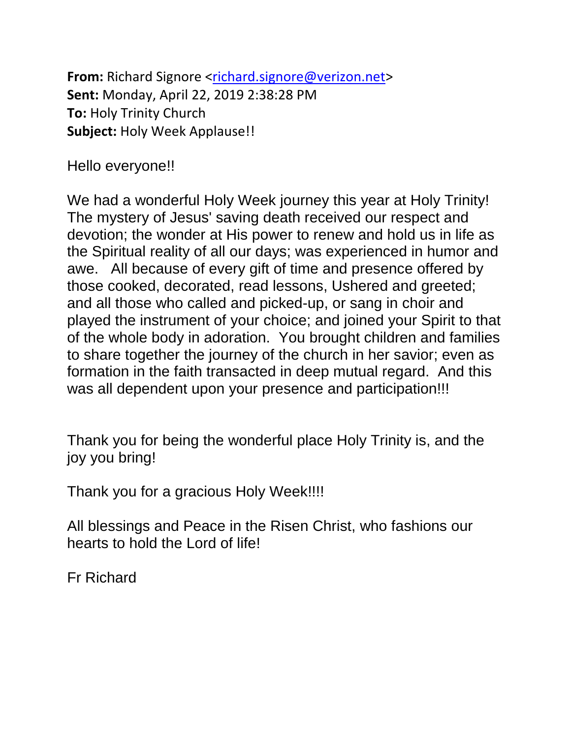**From:** Richard Signore <richard.signore@verizon.net>
**Sent:** Monday, April 22, 2019 2:38:28 PM
**To:** Holy Trinity Church
**Subject:** Holy Week Applause!!

Hello everyone!!

We had a wonderful Holy Week journey this year at Holy Trinity! The mystery of Jesus' saving death received our respect and devotion; the wonder at His power to renew and hold us in life as the Spiritual reality of all our days; was experienced in humor and awe. All because of every gift of time and presence offered by those cooked, decorated, read lessons, Ushered and greeted; and all those who called and picked-up, or sang in choir and played the instrument of your choice; and joined your Spirit to that of the whole body in adoration. You brought children and families to share together the journey of the church in her savior; even as formation in the faith transacted in deep mutual regard. And this was all dependent upon your presence and participation!!!

Thank you for being the wonderful place Holy Trinity is, and the joy you bring!

Thank you for a gracious Holy Week!!!!

All blessings and Peace in the Risen Christ, who fashions our hearts to hold the Lord of life!

Fr Richard